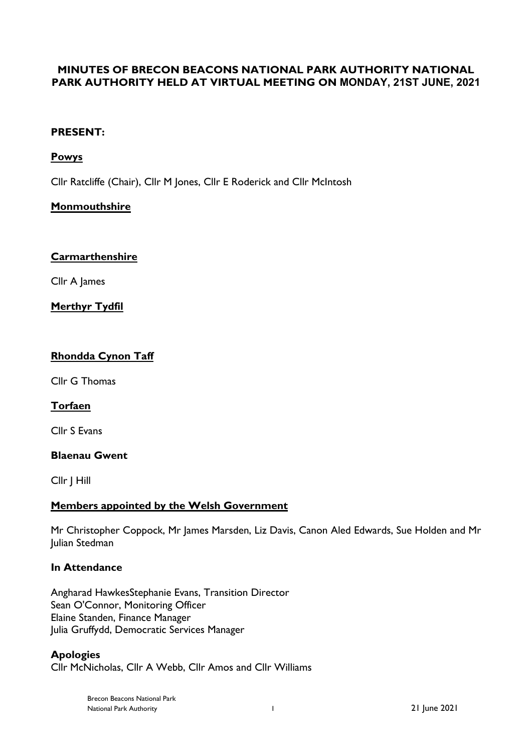# MINUTES OF BRECON BEACONS NATIONAL PARK AUTHORITY NATIONAL PARK AUTHORITY HELD AT VIRTUAL MEETING ON MONDAY, 21ST JUNE, 2021

**PRESENT:**

**Powys**

Cllr Ratcliffe (Chair), Cllr M Jones, Cllr E Roderick and Cllr McIntosh

**Monmouthshire**

**Carmarthenshire**

Cllr A James

**Merthyr Tydfil**

**Rhondda Cynon Taff**

Cllr G Thomas

**Torfaen**

Cllr S Evans

**Blaenau Gwent**

Cllr J Hill

**Members appointed by the Welsh Government**

Mr Christopher Coppock, Mr James Marsden, Liz Davis, Canon Aled Edwards, Sue Holden and Mr Julian Stedman

**In Attendance**

Angharad HawkesStephanie Evans, Transition Director
Sean O'Connor, Monitoring Officer
Elaine Standen, Finance Manager
Julia Gruffydd, Democratic Services Manager

**Apologies**
Cllr McNicholas, Cllr A Webb, Cllr Amos and Cllr Williams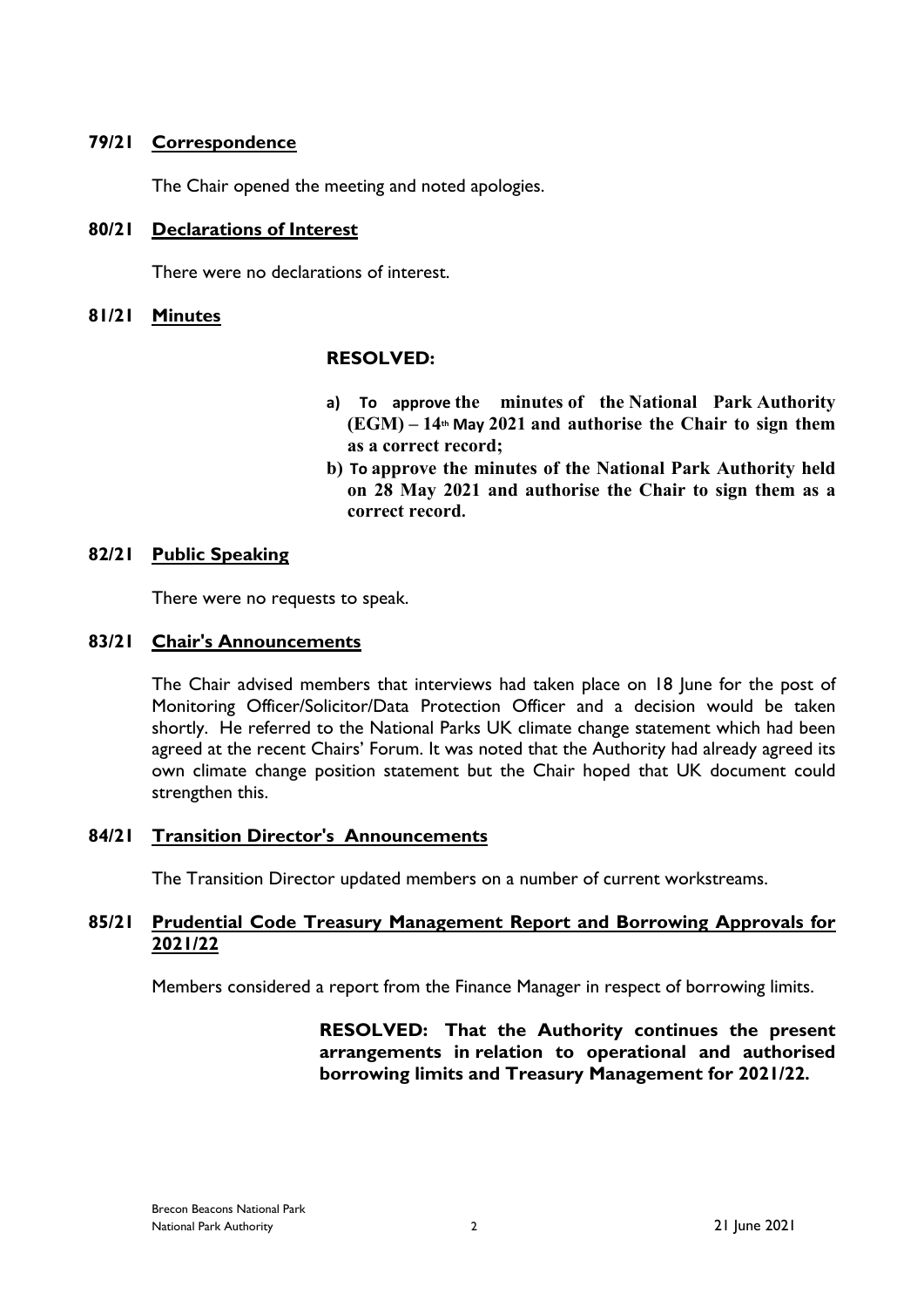**79/21 Correspondence**

The Chair opened the meeting and noted apologies.

**80/21 Declarations of Interest**

There were no declarations of interest.

**81/21 Minutes**

**RESOLVED:**

**a) To approve the minutes of the National Park Authority (EGM) – 14th May 2021 and authorise the Chair to sign them as a correct record;**

**b) To approve the minutes of the National Park Authority held on 28 May 2021 and authorise the Chair to sign them as a correct record.**

**82/21 Public Speaking**

There were no requests to speak.

**83/21 Chair's Announcements**

The Chair advised members that interviews had taken place on 18 June for the post of Monitoring Officer/Solicitor/Data Protection Officer and a decision would be taken shortly. He referred to the National Parks UK climate change statement which had been agreed at the recent Chairs' Forum. It was noted that the Authority had already agreed its own climate change position statement but the Chair hoped that UK document could strengthen this.

**84/21 Transition Director's Announcements**

The Transition Director updated members on a number of current workstreams.

**85/21 Prudential Code Treasury Management Report and Borrowing Approvals for 2021/22**

Members considered a report from the Finance Manager in respect of borrowing limits.

**RESOLVED: That the Authority continues the present arrangements in relation to operational and authorised borrowing limits and Treasury Management for 2021/22.**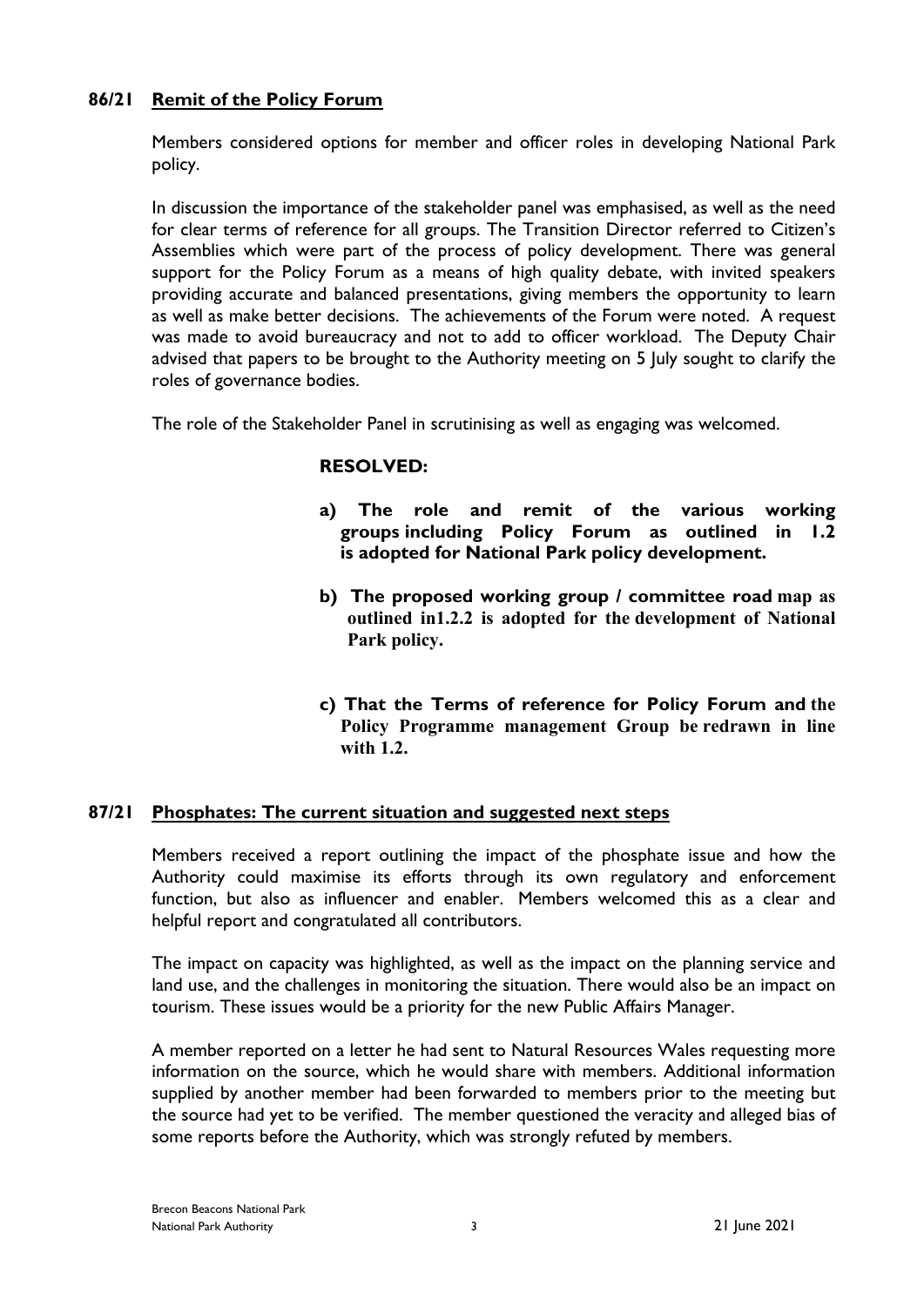## 86/21 Remit of the Policy Forum

Members considered options for member and officer roles in developing National Park policy.

In discussion the importance of the stakeholder panel was emphasised, as well as the need for clear terms of reference for all groups. The Transition Director referred to Citizen's Assemblies which were part of the process of policy development. There was general support for the Policy Forum as a means of high quality debate, with invited speakers providing accurate and balanced presentations, giving members the opportunity to learn as well as make better decisions. The achievements of the Forum were noted. A request was made to avoid bureaucracy and not to add to officer workload. The Deputy Chair advised that papers to be brought to the Authority meeting on 5 July sought to clarify the roles of governance bodies.

The role of the Stakeholder Panel in scrutinising as well as engaging was welcomed.

**RESOLVED:**

**a) The role and remit of the various working groups including Policy Forum as outlined in 1.2 is adopted for National Park policy development.**

**b) The proposed working group / committee road map as outlined in1.2.2 is adopted for the development of National Park policy.**

**c) That the Terms of reference for Policy Forum and the Policy Programme management Group be redrawn in line with 1.2.**

## 87/21 Phosphates: The current situation and suggested next steps

Members received a report outlining the impact of the phosphate issue and how the Authority could maximise its efforts through its own regulatory and enforcement function, but also as influencer and enabler. Members welcomed this as a clear and helpful report and congratulated all contributors.

The impact on capacity was highlighted, as well as the impact on the planning service and land use, and the challenges in monitoring the situation. There would also be an impact on tourism. These issues would be a priority for the new Public Affairs Manager.

A member reported on a letter he had sent to Natural Resources Wales requesting more information on the source, which he would share with members. Additional information supplied by another member had been forwarded to members prior to the meeting but the source had yet to be verified. The member questioned the veracity and alleged bias of some reports before the Authority, which was strongly refuted by members.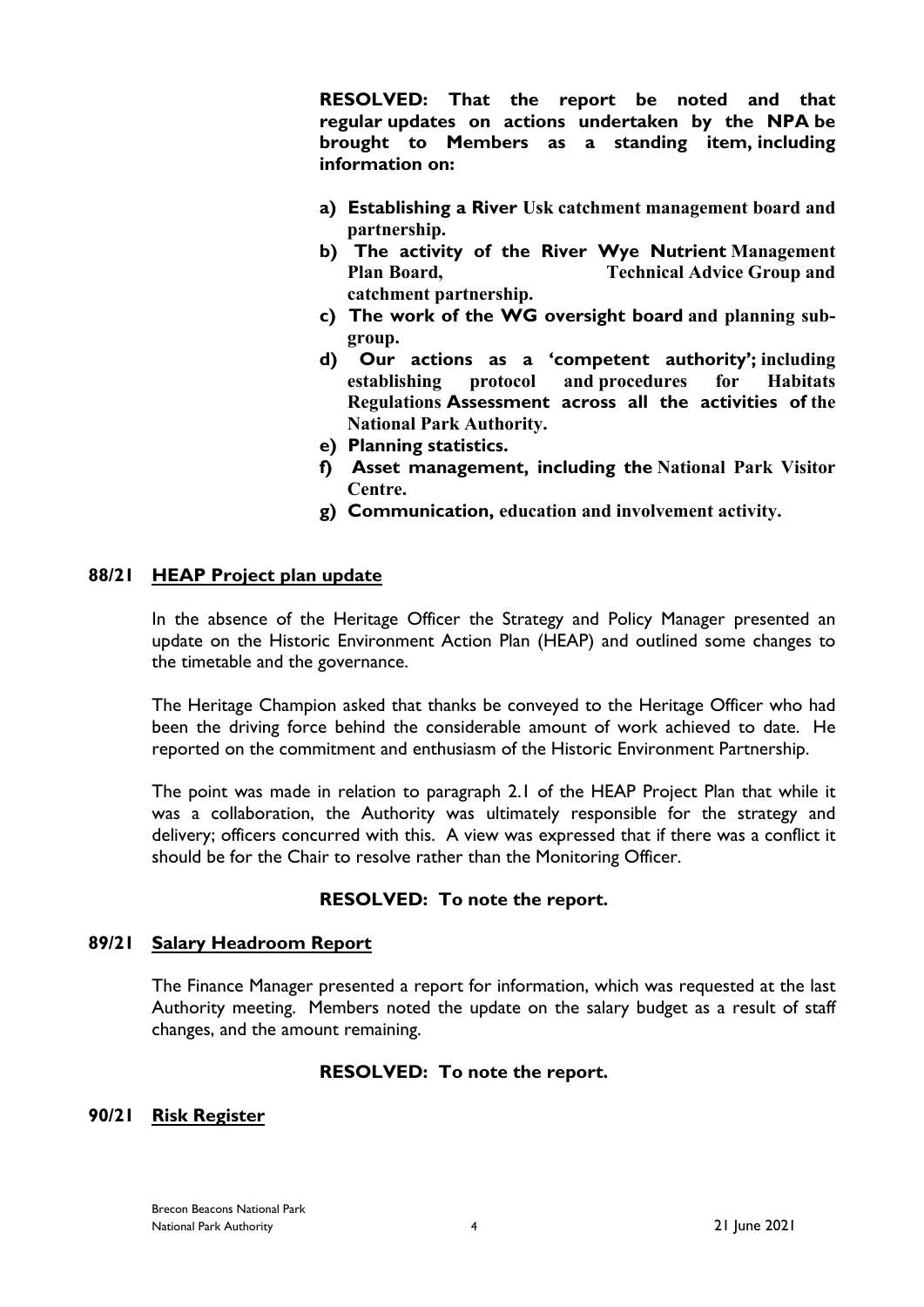**RESOLVED: That the report be noted and that regular updates on actions undertaken by the NPA be brought to Members as a standing item, including information on:**

- **a) Establishing a River Usk catchment management board and partnership.**
- **b) The activity of the River Wye Nutrient Management Plan Board, Technical Advice Group and catchment partnership.**
- **c) The work of the WG oversight board and planning sub-group.**
- **d) Our actions as a 'competent authority'; including establishing protocol and procedures for Habitats Regulations Assessment across all the activities of the National Park Authority.**
- **e) Planning statistics.**
- **f) Asset management, including the National Park Visitor Centre.**
- **g) Communication, education and involvement activity.**

## 88/21 HEAP Project plan update

In the absence of the Heritage Officer the Strategy and Policy Manager presented an update on the Historic Environment Action Plan (HEAP) and outlined some changes to the timetable and the governance.

The Heritage Champion asked that thanks be conveyed to the Heritage Officer who had been the driving force behind the considerable amount of work achieved to date. He reported on the commitment and enthusiasm of the Historic Environment Partnership.

The point was made in relation to paragraph 2.1 of the HEAP Project Plan that while it was a collaboration, the Authority was ultimately responsible for the strategy and delivery; officers concurred with this. A view was expressed that if there was a conflict it should be for the Chair to resolve rather than the Monitoring Officer.

**RESOLVED: To note the report.**

## 89/21 Salary Headroom Report

The Finance Manager presented a report for information, which was requested at the last Authority meeting. Members noted the update on the salary budget as a result of staff changes, and the amount remaining.

**RESOLVED: To note the report.**

## 90/21 Risk Register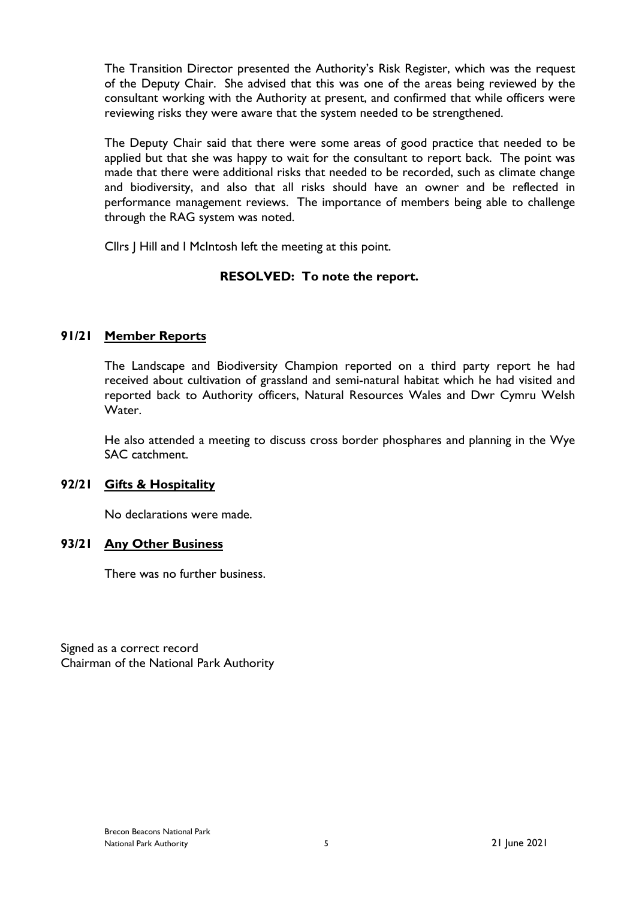The Transition Director presented the Authority's Risk Register, which was the request of the Deputy Chair. She advised that this was one of the areas being reviewed by the consultant working with the Authority at present, and confirmed that while officers were reviewing risks they were aware that the system needed to be strengthened.

The Deputy Chair said that there were some areas of good practice that needed to be applied but that she was happy to wait for the consultant to report back. The point was made that there were additional risks that needed to be recorded, such as climate change and biodiversity, and also that all risks should have an owner and be reflected in performance management reviews. The importance of members being able to challenge through the RAG system was noted.

Cllrs J Hill and I McIntosh left the meeting at this point.

**RESOLVED: To note the report.**

## 91/21 <u>Member Reports</u>

The Landscape and Biodiversity Champion reported on a third party report he had received about cultivation of grassland and semi-natural habitat which he had visited and reported back to Authority officers, Natural Resources Wales and Dwr Cymru Welsh Water.

He also attended a meeting to discuss cross border phosphares and planning in the Wye SAC catchment.

## 92/21 <u>Gifts & Hospitality</u>

No declarations were made.

## 93/21 <u>Any Other Business</u>

There was no further business.

Signed as a correct record
Chairman of the National Park Authority